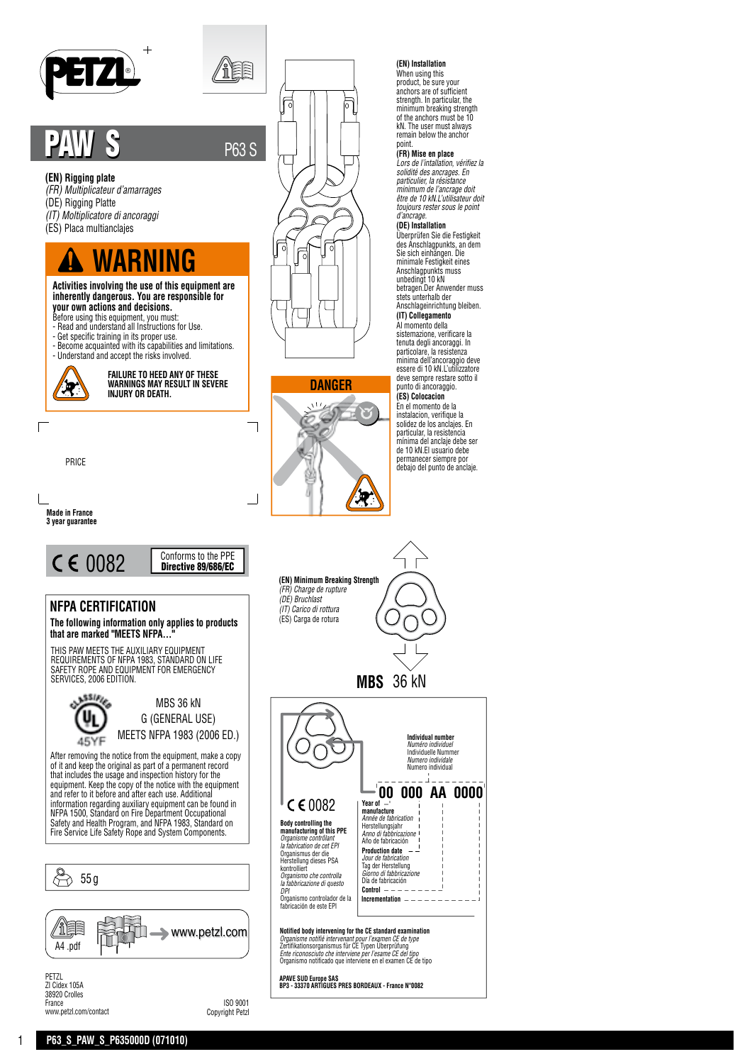# PAW S

P63 S

**(EN) Rigging plate**
*(FR) Multiplicateur d'amarrages*
(DE) Rigging Platte
*(IT) Moltiplicatore di ancoraggi*
(ES) Placa multianclajes

## ⚠ WARNING

**Activities involving the use of this equipment are inherently dangerous. You are responsible for your own actions and decisions.**
Before using this equipment, you must:
- Read and understand all Instructions for Use.
- Get specific training in its proper use.
- Become acquainted with its capabilities and limitations.
- Understand and accept the risks involved.

**FAILURE TO HEED ANY OF THESE WARNINGS MAY RESULT IN SEVERE INJURY OR DEATH.**

PRICE

**Made in France**
**3 year guarantee**

CE 0082 — Conforms to the PPE **Directive 89/686/EC**

## NFPA CERTIFICATION

**The following information only applies to products that are marked "MEETS NFPA..."**

THIS PAW MEETS THE AUXILIARY EQUIPMENT REQUIREMENTS OF NFPA 1983, STANDARD ON LIFE SAFETY ROPE AND EQUIPMENT FOR EMERGENCY SERVICES, 2006 EDITION.

CLASSIFIED UL 45YF

MBS 36 kN
G (GENERAL USE)
MEETS NFPA 1983 (2006 ED.)

After removing the notice from the equipment, make a copy of it and keep the original as a permanent record that includes the usage and inspection history for the equipment. Keep the copy of the notice with the equipment and refer to it before and after each use. Additional information regarding auxiliary equipment can be found in NFPA 1500, Standard on Fire Department Occupational Safety and Health Program, and NFPA 1983, Standard on Fire Service Life Safety Rope and System Components.

55 g

A4 .pdf → www.petzl.com

PETZL
ZI Cidex 105A
38920 Crolles
France
www.petzl.com/contact

ISO 9001
Copyright Petzl

**DANGER**

**(EN) Installation**
When using this product, be sure your anchors are of sufficient strength. In particular, the minimum breaking strength of the anchors must be 10 kN. The user must always remain below the anchor point.

**(FR) Mise en place**
*Lors de l'installation, vérifiez la solidité des ancrages. En particulier, la résistance minimum de l'ancrage doit être de 10 kN.L'utilisateur doit toujours rester sous le point d'ancrage.*

**(DE) Installation**
Überprüfen Sie die Festigkeit des Anschlagpunkts, an dem Sie sich einhängen. Die minimale Festigkeit eines Anschlagpunkts muss unbedingt 10 kN betragen.Der Anwender muss stets unterhalb der Anschlageinrichtung bleiben.

**(IT) Collegamento**
*Al momento della sistemazione, verificare la tenuta degli ancoraggi. In particolare, la resistenza minima dell'ancoraggio deve essere di 10 kN.L'utilizzatore deve sempre restare sotto il punto di ancoraggio.*

**(ES) Colocacion**
En el momento de la instalacion, verifique la solidez de los anclajes. En particular, la resistencia mínima del anclaje debe ser de 10 kN.El usuario debe permanecer siempre por debajo del punto de anclaje.

**(EN) Minimum Breaking Strength**
*(FR) Charge de rupture*
*(DE) Bruchlast*
*(IT) Carico di rottura*
(ES) Carga de rotura

**MBS** 36 kN

CE 0082

**00 000 AA 0000**

**Individual number**
*Numéro individuel*
Individuelle Nummer
*Numero individuale*
Numero individual

**Year of manufacture**
*Année de fabrication*
Herstellungsjahr
*Anno di fabbricazione*
Año de fabricación

**Production date**
*Jour de fabrication*
Tag der Herstellung
*Giorno di fabbricazione*
Día de fabricación

**Control**

**Incrementation**

**Body controlling the manufacturing of this PPE**
*Organisme contrôlant la fabrication de cet EPI*
Organismus der die Herstellung dieses PSA kontrolliert
*Organismo che controlla la fabbricazione di questo DPI*
Organismo controlador de la fabricación de este EPI

**Notified body intervening for the CE standard examination**
*Organisme notifié intervenant pour l'examen CE de type*
Zertifikationsorganismus für CE Typen Überprüfung
*Ente riconosciuto che interviene per l'esame CE del tipo*
Organismo notificado que interviene en el examen CE de tipo

**APAVE SUD Europe SAS**
**BP3 - 33370 ARTIGUES PRES BORDEAUX - France N°0082**

**P63_S_PAW_S_P635000D (071010)**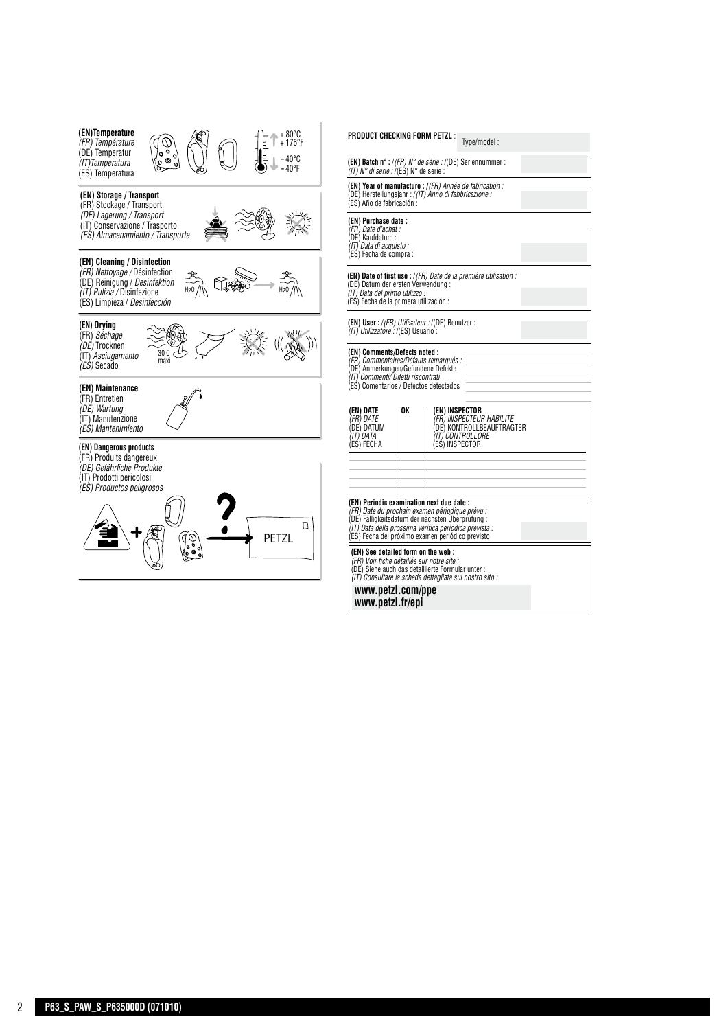## (EN) Temperature
*(FR) Température*
(DE) Temperatur
*(IT) Temperatura*
(ES) Temperatura

+ 80°C
+ 176°F

− 40°C
− 40°F

## (EN) Storage / Transport
(FR) Stockage / Transport
*(DE) Lagerung / Transport*
(IT) Conservazione / Trasporto
*(ES) Almacenamiento / Transporte*

## (EN) Cleaning / Disinfection
*(FR) Nettoyage /* Désinfection
(DE) Reinigung / *Desinfektion*
*(IT) Pulizia /* Disinfezione
(ES) Limpieza / *Desinfección*

$H_2O$ $H_2O$

## (EN) Drying
(FR) *Séchage*
*(DE)* Trocknen
(IT) *Asciugamento*
*(ES)* Secado

30 C
maxi

## (EN) Maintenance
(FR) Entretien
*(DE) Wartung*
(IT) Manutenzione
*(ES) Mantenimiento*

## (EN) Dangerous products
(FR) Produits dangereux
*(DE) Gefährliche Produkte*
(IT) Prodotti pericolosi
*(ES) Productos peligrosos*

PETZL

## PRODUCT CHECKING FORM PETZL :

Type/model :

**(EN) Batch n° :** / *(FR) N° de série :* /(DE) Seriennummer :
*(IT) N° di serie :* /(ES) N° de serie :

**(EN) Year of manufacture :** / *(FR) Année de fabrication :*
(DE) Herstellungsjahr : / *(IT) Anno di fabbricazione :*
(ES) Año de fabricación :

**(EN) Purchase date :**
*(FR) Date d'achat :*
(DE) Kaufdatum :
*(IT) Data di acquisto :*
(ES) Fecha de compra :

**(EN) Date of first use :** / *(FR) Date de la première utilisation :*
(DE) Datum der ersten Verwendung :
*(IT) Data del primo utilizzo :*
(ES) Fecha de la primera utilización :

**(EN) User :** / *(FR) Utilisateur :* /(DE) Benutzer :
*(IT) Utilizzatore :* /(ES) Usuario :

**(EN) Comments/Defects noted :**
*(FR) Commentaires/Défauts remarqués :*
(DE) Anmerkungen/Gefundene Defekte
*(IT) Commenti/ Difetti riscontrati*
(ES) Comentarios / Defectos detectados

| **(EN) DATE** *(FR) DATE* (DE) DATUM *(IT) DATA* (ES) FECHA | **OK** | **(EN) INSPECTOR** *(FR) INSPECTEUR HABILITE* (DE) KONTROLLBEAUFTRAGTER *(IT) CONTROLLORE* (ES) INSPECTOR |
|---|---|---|
| | | |
| | | |
| | | |
| | | |

**(EN) Periodic examination next due date :**
*(FR) Date du prochain examen périodique prévu :*
(DE) Fälligkeitsdatum der nächsten Überprüfung :
*(IT) Data della prossima verifica periodica prevista :*
(ES) Fecha del próximo examen periódico previsto

**(EN) See detailed form on the web :**
*(FR) Voir fiche détaillée sur notre site :*
(DE) Siehe auch das detaillierte Formular unter :
*(IT) Consultare la scheda dettagliata sul nostro sito :*

**www.petzl.com/ppe**
**www.petzl.fr/epi**

P63_S_PAW_S_P635000D (071010)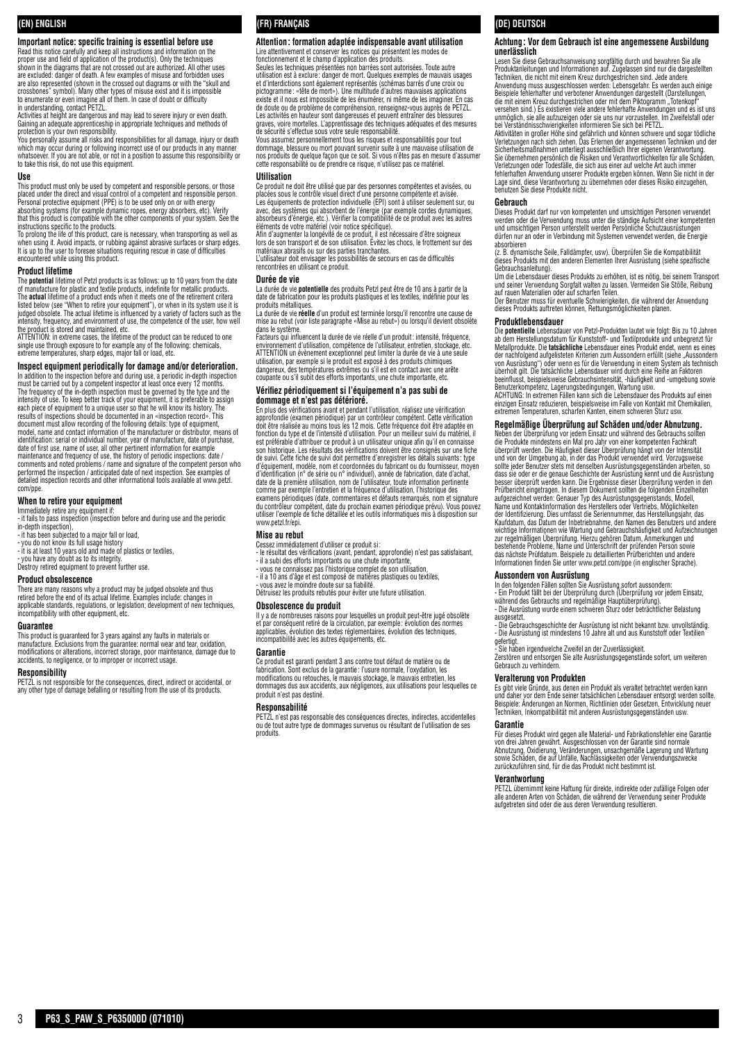## (EN) ENGLISH

### Important notice: specific training is essential before use

Read this notice carefully and keep all instructions and information on the proper use and field of application of the product(s). Only the techniques shown in the diagrams that are not crossed out are authorized. All other uses are excluded: danger of death. A few examples of misuse and forbidden uses are also represented (shown in the crossed out diagrams or with the "skull and crossbones" symbol). Many other types of misuse exist and it is impossible to enumerate or even imagine all of them. In case of doubt or difficulty in understanding, contact PETZL.

Activities at height are dangerous and may lead to severe injury or even death. Gaining an adequate apprenticeship in appropriate techniques and methods of protection is your own responsibility.

You personally assume all risks and responsibilities for all damage, injury or death which may occur during or following incorrect use of our products in any manner whatsoever. If you are not able, or not in a position to assume this responsibility or to take this risk, do not use this equipment.

### Use

This product must only be used by competent and responsible persons, or those placed under the direct and visual control of a competent and responsible person.

Personal protective equipment (PPE) is to be used only on or with energy absorbing systems (for example dynamic ropes, energy absorbers, etc). Verify that this product is compatible with the other components of your system. See the instructions specific to the products.

To prolong the life of this product, care is necessary, when transporting as well as when using it. Avoid impacts, or rubbing against abrasive surfaces or sharp edges.

It is up to the user to foresee situations requiring rescue in case of difficulties encountered while using this product.

### Product lifetime

The **potential** lifetime of Petzl products is as follows: up to 10 years from the date of manufacture for plastic and textile products, indefinite for metallic products.

The **actual** lifetime of a product ends when it meets one of the retirement critera listed below (see "When to retire your equipment"), or when in its system use it is judged obsolete. The actual lifetime is influenced by a variety of factors such as the intensity, frequency, and environment of use, the competence of the user, how well the product is stored and maintained, etc.

ATTENTION: in extreme cases, the lifetime of the product can be reduced to one single use through exposure to for example any of the following: chemicals, extreme temperatures, sharp edges, major fall or load, etc.

### Inspect equipment periodically for damage and/or deterioration.

In addition to the inspection before and during use, a periodic in-depth inspection must be carried out by a competent inspector at least once every 12 months. The frequency of the in-depth inspection must be governed by the type and the intensity of use. To keep better track of your equipment, it is preferable to assign each piece of equipment to a unique user so that he will know its history. The results of inspections should be documented in an «inspection record». This document must allow recording of the following details: type of equipment, model, name and contact information of the manufacturer or distributor, means of identification: serial or individual number, year of manufacture, date of purchase, date of first use, name of user, all other pertinent information for example maintenance and frequency of use, the history of periodic inspections: date / comments and noted problems / name and signature of the competent person who performed the inspection / anticipated date of next inspection. See examples of detailed inspection records and other informational tools available at www.petzl.com/ppe.

### When to retire your equipment

Immediately retire any equipment if:
- it fails to pass inspection (inspection before and during use and the periodic in-depth inspection),
- it has been subjected to a major fall or load,
- you do not know its full usage history
- it is at least 10 years old and made of plastics or textiles,
- you have any doubt as to its integrity.

Destroy retired equipment to prevent further use.

### Product obsolescence

There are many reasons why a product may be judged obsolete and thus retired before the end of its actual lifetime. Examples include: changes in applicable standards, regulations, or legislation; development of new techniques, incompatibility with other equipment, etc.

### Guarantee

This product is guaranteed for 3 years against any faults in materials or manufacture. Exclusions from the guarantee: normal wear and tear, oxidation, modifications or alterations, incorrect storage, poor maintenance, damage due to accidents, to negligence, or to improper or incorrect usage.

### Responsibility

PETZL is not responsible for the consequences, direct, indirect or accidental, or any other type of damage befalling or resulting from the use of its products.

## (FR) FRANÇAIS

### Attention : formation adaptée indispensable avant utilisation

Lire attentivement et conserver les notices qui présentent les modes de fonctionnement et le champ d'application des produits.

Seules les techniques présentées non barrées sont autorisées. Toute autre utilisation est à exclure : danger de mort. Quelques exemples de mauvais usages et d'interdictions sont également représentés (schémas barrés d'une croix ou pictogramme : «tête de mort»). Une multitude d'autres mauvaises applications existe et il nous est impossible de les énumérer, ni même de les imaginer. En cas de doute ou de problème de compréhension, renseignez-vous auprès de PETZL.

Les activités en hauteur sont dangereuses et peuvent entraîner des blessures graves, voire mortelles. L'apprentissage des techniques adéquates et des mesures de sécurité s'effectue sous votre seule responsabilité.

Vous assumez personnellement tous les risques et responsabilités pour tout dommage, blessure ou mort pouvant survenir suite à une mauvaise utilisation de nos produits de quelque façon que ce soit. Si vous n'êtes pas en mesure d'assumer cette responsabilité ou de prendre ce risque, n'utilisez pas ce matériel.

### Utilisation

Ce produit ne doit être utilisé que par des personnes compétentes et avisées, ou placées sous le contrôle visuel direct d'une personne compétente et avisée.

Les équipements de protection individuelle (EPI) sont à utiliser seulement sur, ou avec, des systèmes qui absorbent de l'énergie (par exemple cordes dynamiques, absorbeurs d'énergie, etc.). Vérifier la compatibilité de ce produit avec les autres éléments de votre matériel (voir notice spécifique).

Afin d'augmenter la longévité de ce produit, il est nécessaire d'être soigneux lors de son transport et de son utilisation. Évitez les chocs, le frottement sur des matériaux abrasifs ou sur des parties tranchantes.

L'utilisateur doit envisager les possibilités de secours en cas de difficultés rencontrées en utilisant ce produit.

### Durée de vie

La durée de vie **potentielle** des produits Petzl peut être de 10 ans à partir de la date de fabrication pour les produits plastiques et les textiles, indéfinie pour les produits métalliques.

La durée de vie **réelle** d'un produit est terminée lorsqu'il rencontre une cause de mise au rebut (voir liste paragraphe «Mise au rebut») ou lorsqu'il devient obsolète dans le système.

Facteurs qui influencent la durée de vie réelle d'un produit : intensité, fréquence, environnement d'utilisation, compétence de l'utilisateur, entretien, stockage, etc.

ATTENTION un évènement exceptionnel peut limiter la durée de vie à une seule utilisation, par exemple si le produit est exposé à des produits chimiques dangereux, des températures extrêmes ou s'il est en contact avec une arête coupante ou s'il subit des efforts importants, une chute importante, etc.

### Vérifiez périodiquement si l'équipement n'a pas subi de dommage et n'est pas détérioré.

En plus des vérifications avant et pendant l'utilisation, réalisez une vérification approfondie (examen périodique) par un contrôleur compétent. Cette vérification doit être réalisée au moins tous les 12 mois. Cette fréquence doit être adaptée en fonction du type et de l'intensité d'utilisation. Pour un meilleur suivi du matériel, il est préférable d'attribuer ce produit à un utilisateur unique afin qu'il en connaisse son historique. Les résultats des vérifications doivent être consignés sur une fiche de suivi. Cette fiche de suivi doit permettre d'enregistrer les détails suivants : type d'équipement, modèle, nom et coordonnées du fabricant ou du fournisseur, moyen d'identification (n° de série ou n° individuel), année de fabrication, date d'achat, date de la première utilisation, nom de l'utilisateur, toute information pertinente comme par exemple l'entretien et la fréquence d'utilisation, l'historique des examens périodiques (date, commentaires et défauts remarqués, nom et signature du contrôleur compétent, date du prochain examen périodique prévu). Vous pouvez utiliser l'exemple de fiche détaillée et les outils informatiques mis à disposition sur www.petzl.fr/epi.

### Mise au rebut

Cessez immédiatement d'utiliser ce produit si :
- le résultat des vérifications (avant, pendant, approfondie) n'est pas satisfaisant,
- il a subi des efforts importants ou une chute importante,
- vous ne connaissez pas l'historique complet de son utilisation,
- il a 10 ans d'âge et est composé de matières plastiques ou textiles,
- vous avez le moindre doute sur sa fiabilité.

Détruisez les produits rebutés pour éviter une future utilisation.

### Obsolescence du produit

Il y a de nombreuses raisons pour lesquelles un produit peut-être jugé obsolète et par conséquent retiré de la circulation, par exemple : évolution des normes applicables, évolution des textes réglementaires, évolution des techniques, incompatibilité avec les autres équipements, etc.

### Garantie

Ce produit est garanti pendant 3 ans contre tout défaut de matière ou de fabrication. Sont exclus de la garantie : l'usure normale, l'oxydation, les modifications ou retouches, le mauvais stockage, le mauvais entretien, les dommages dus aux accidents, aux négligences, aux utilisations pour lesquelles ce produit n'est pas destiné.

### Responsabilité

PETZL n'est pas responsable des conséquences directes, indirectes, accidentelles ou de tout autre type de dommages survenus ou résultant de l'utilisation de ses produits.

## (DE) DEUTSCH

### Achtung : Vor dem Gebrauch ist eine angemessene Ausbildung unerlässlich

Lesen Sie diese Gebrauchsanweisung sorgfältig durch und bewahren Sie alle Produktanleitungen und Informationen auf. Zugelassen sind nur die dargestellten Techniken, die nicht mit einem Kreuz durchgestrichen sind. Jede andere Anwendung muss ausgeschlossen werden: Lebensgefahr. Es werden auch einige Beispiele fehlerhafter und verbotener Anwendungen dargestellt (Darstellungen, die mit einem Kreuz durchgestrichen oder mit dem Piktogramm „Totenkopf" versehen sind.) Es existieren viele andere fehlerhafte Anwendungen und es ist uns unmöglich, sie alle aufzuzeigen oder sie uns nur vorzustellen. Im Zweifelsfall oder bei Verständnisschwierigkeiten informieren Sie sich bei PETZL.

Aktivitäten in großer Höhe sind gefährlich und können schwere und sogar tödliche Verletzungen nach sich ziehen. Das Erlernen der angemessenen Techniken und der Sicherheitsmaßnahmen unterliegt ausschließlich Ihrer eigenen Verantwortung.

Sie übernehmen persönlich die Risiken und Verantwortlichkeiten für alle Schäden, Verletzungen oder Todesfälle, die sich aus einer auf welche Art auch immer fehlerhaften Anwendung unserer Produkte ergeben können. Wenn Sie nicht in der Lage sind, diese Verantwortung zu übernehmen oder dieses Risiko einzugehen, benutzen Sie diese Produkte nicht.

### Gebrauch

Dieses Produkt darf nur von kompetenten und umsichtigen Personen verwendet werden oder die Verwendung muss unter die ständige Aufsicht einer kompetenten und umsichtigen Person unterstellt werden Persönliche Schutzausrüstungen dürfen nur an oder in Verbindung mit Systemen verwendet werden, die Energie absorbieren

(z. B. dynamische Seile, Falldämpfer, usw). Überprüfen Sie die Kompatibilität dieses Produkts mit den anderen Elementen Ihrer Ausrüstung (siehe spezifische Gebrauchsanleitung).

Um die Lebensdauer dieses Produkts zu erhöhen, ist es nötig, bei seinem Transport und seiner Verwendung Sorgfalt walten zu lassen. Vermeiden Sie Stöße, Reibung auf rauen Materialien oder auf scharfen Teilen.

Der Benutzer muss für eventuelle Schwierigkeiten, die während der Anwendung dieses Produkts auftreten können, Rettungsmöglichkeiten planen.

### Produktlebensdauer

Die **potentielle** Lebensdauer von Petzl-Produkten lautet wie folgt: Bis zu 10 Jahren ab dem Herstellungsdatum für Kunststoff- und Textilprodukte und unbegrenzt für Metallprodukte. Die **tatsächliche** Lebensdauer eines Produkt endet, wenn es eines der nachfolgend aufgelisteten Kriterien zum Aussondern erfüllt (siehe „Aussondern von Ausrüstung") oder wenn es für die Verwendung in einem System als technisch überholt gilt. Die tatsächliche Lebensdauer wird durch eine Reihe an Faktoren beeinflusst, beispielsweise Gebrauchsintensität, -häufigkeit und -umgebung sowie Benutzerkompetenz, Lagerungsbedingungen, Wartung usw.

ACHTUNG: In extremen Fällen kann sich die Lebensdauer des Produkts auf einen einzigen Einsatz reduzieren, beispielsweise im Falle von Kontakt mit Chemikalien, extremen Temperaturen, scharfen Kanten, einem schweren Sturz usw.

### Regelmäßige Überprüfung auf Schäden und/oder Abnutzung.

Neben der Überprüfung vor jedem Einsatz und während des Gebrauchs sollten die Produkte mindestens ein Mal pro Jahr von einer kompetenten Fachkraft überprüft werden. Die Häufigkeit dieser Überprüfung hängt von der Intensität und von der Umgebung ab, in der das Produkt verwendet wird. Vorzugsweise sollte jeder Benutzer stets mit denselben Ausrüstungsgegenständen arbeiten, so dass sie oder er die genaue Geschichte der Ausrüstung kennt und die Ausrüstung besser überprüft werden kann. Die Ergebnisse dieser Überprüfung werden in den Prüfbericht eingetragen. In diesem Dokument sollten die folgenden Einzelheiten aufgezeichnet werden: Genauer Typ des Ausrüstungsgegenstands, Modell, Name und Kontaktinformation des Herstellers oder Vertriebs, Möglichkeiten der Identifizierung. Dies umfasst die Seriennummer, das Herstellungsjahr, das Kaufdatum, das Datum der Inbetriebnahme, den Namen des Benutzers und andere wichtige Informationen wie Wartung und Gebrauchshäufigkeit und Aufzeichnungen zur regelmäßigen Überprüfung. Hierzu gehören Datum, Anmerkungen und bestehende Probleme, Name und Unterschrift der prüfenden Person sowie das nächste Prüfdatum. Beispiele zu detaillierten Prüfberichten und andere Informationen finden Sie unter www.petzl.com/ppe (in englischer Sprache).

### Aussondern von Ausrüstung

In den folgenden Fällen sollten Sie Ausrüstung sofort aussondern:
- Ein Produkt fällt bei der Überprüfung durch (Überprüfung vor jedem Einsatz, während des Gebrauchs und regelmäßige Hauptüberprüfung).
- Die Ausrüstung wurde einem schweren Sturz oder beträchtlicher Belastung ausgesetzt.
- Die Gebrauchsgeschichte der Ausrüstung ist nicht bekannt bzw. unvollständig.
- Die Ausrüstung ist mindestens 10 Jahre alt und aus Kunststoff oder Textilien gefertigt.
- Sie haben irgendwelche Zweifel an der Zuverlässigkeit.

Zerstören und entsorgen Sie alte Ausrüstungsgegenstände sofort, um weiteren Gebrauch zu verhindern.

### Veralterung von Produkten

Es gibt viele Gründe, aus denen ein Produkt als veraltet betrachtet werden kann und daher vor dem Ende seiner tatsächlichen Lebensdauer entsorgt werden sollte. Beispiele: Änderungen an Normen, Richtlinien oder Gesetzen, Entwicklung neuer Techniken, Inkompatibilität mit anderen Ausrüstungsgegenständen usw.

### Garantie

Für dieses Produkt wird gegen alle Material- und Fabrikationsfehler eine Garantie von drei Jahren gewährt. Ausgeschlossen von der Garantie sind normale Abnutzung, Oxidierung, Veränderungen, unsachgemäße Lagerung und Wartung sowie Schäden, die auf Unfälle, Nachlässigkeiten oder Verwendungszwecke zurückzuführen sind, für die das Produkt nicht bestimmt ist.

### Verantwortung

PETZL übernimmt keine Haftung für direkte, indirekte oder zufällige Folgen oder alle anderen Arten von Schäden, die während der Verwendung seiner Produkte aufgetreten sind oder die aus deren Verwendung resultieren.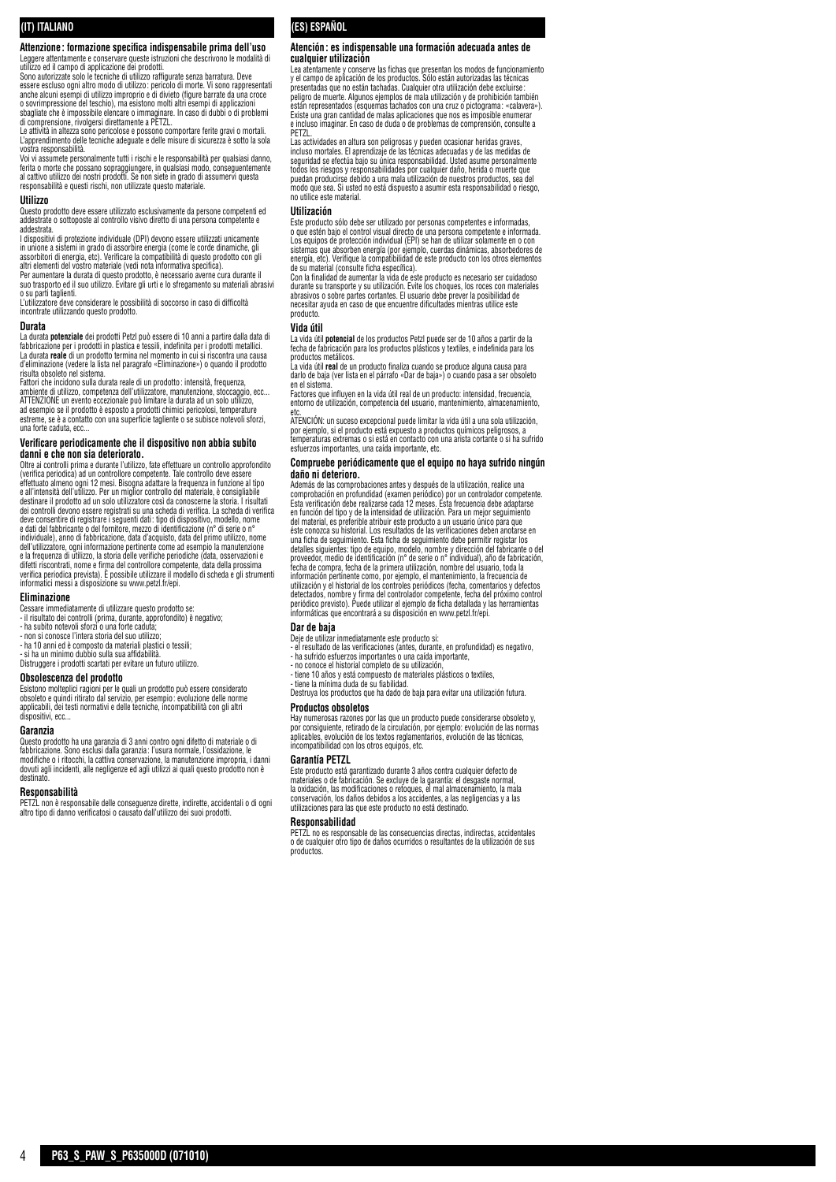## (IT) ITALIANO

### Attenzione: formazione specifica indispensabile prima dell'uso

Leggere attentamente e conservare queste istruzioni che descrivono le modalità di utilizzo ed il campo di applicazione dei prodotti.
Sono autorizzate solo le tecniche di utilizzo raffigurate senza barratura. Deve essere escluso ogni altro modo di utilizzo: pericolo di morte. Vi sono rappresentati anche alcuni esempi di utilizzo improprio e di divieto (figure barrate da una croce o sovrimpressione del teschio), ma esistono molti altri esempi di applicazioni sbagliate che è impossibile elencare o immaginare. In caso di dubbi o di problemi di comprensione, rivolgersi direttamente a PETZL.
Le attività in altezza sono pericolose e possono comportare ferite gravi o mortali.
L'apprendimento delle tecniche adeguate e delle misure di sicurezza è sotto la sola vostra responsabilità.
Voi vi assumete personalmente tutti i rischi e le responsabilità per qualsiasi danno, ferita o morte che possano sopraggiungere, in qualsiasi modo, conseguentemente al cattivo utilizzo dei nostri prodotti. Se non siete in grado di assumervi questa responsabilità e questi rischi, non utilizzate questo materiale.

### Utilizzo

Questo prodotto deve essere utilizzato esclusivamente da persone competenti ed addestrate o sottoposte al controllo visivo diretto di una persona competente e addestrata.
I dispositivi di protezione individuale (DPI) devono essere utilizzati unicamente in unione a sistemi in grado di assorbire energia (come le corde dinamiche, gli assorbitori di energia, etc). Verificare la compatibilità di questo prodotto con gli altri elementi del vostro materiale (vedi nota informativa specifica).
Per aumentare la durata di questo prodotto, è necessario averne cura durante il suo trasporto ed il suo utilizzo. Evitare gli urti e lo sfregamento su materiali abrasivi o su parti taglienti.
L'utilizzatore deve considerare le possibilità di soccorso in caso di difficoltà incontrate utilizzando questo prodotto.

### Durata

La durata **potenziale** dei prodotti Petzl può essere di 10 anni a partire dalla data di fabbricazione per i prodotti in plastica e tessili, indefinita per i prodotti metallici.
La durata **reale** di un prodotto termina nel momento in cui si riscontra una causa d'eliminazione (vedere la lista nel paragrafo «Eliminazione») o quando il prodotto risulta obsoleto nel sistema.
Fattori che incidono sulla durata reale di un prodotto: intensità, frequenza, ambiente di utilizzo, competenza dell'utilizzatore, manutenzione, stoccaggio, ecc...
ATTENZIONE un evento eccezionale può limitare la durata ad un solo utilizzo, ad esempio se il prodotto è esposto a prodotti chimici pericolosi, temperature estreme, se è a contatto con una superficie tagliente o se subisce notevoli sforzi, una forte caduta, ecc...

### Verificare periodicamente che il dispositivo non abbia subito danni e che non sia deteriorato.

Oltre ai controlli prima e durante l'utilizzo, fate effettuare un controllo approfondito (verifica periodica) ad un controllore competente. Tale controllo deve essere effettuato almeno ogni 12 mesi. Bisogna adattare la frequenza in funzione al tipo e all'intensità dell'utilizzo. Per un miglior controllo del materiale, è consigliabile destinare il prodotto ad un solo utilizzatore così da conoscerne la storia. I risultati dei controlli devono essere registrati su una scheda di verifica. La scheda di verifica deve consentire di registrare i seguenti dati: tipo di dispositivo, modello, nome e dati del fabbricante o del fornitore, mezzo di identificazione (n° di serie o n° individuale), anno di fabbricazione, data d'acquisto, data del primo utilizzo, nome dell'utilizzatore, ogni informazione pertinente come ad esempio la manutenzione e la frequenza di utilizzo, la storia delle verifiche periodiche (data, osservazioni e difetti riscontrati, nome e firma del controllore competente, data della prossima verifica periodica prevista). È possibile utilizzare il modello di scheda e gli strumenti informatici messi a disposizione su www.petzl.fr/epi.

### Eliminazione

Cessare immediatamente di utilizzare questo prodotto se:
- il risultato dei controlli (prima, durante, approfondito) è negativo;
- ha subito notevoli sforzi o una forte caduta;
- non si conosce l'intera storia del suo utilizzo;
- ha 10 anni ed è composto da materiali plastici o tessili;
- si ha un minimo dubbio sulla sua affidabilità.

Distruggere i prodotti scartati per evitare un futuro utilizzo.

### Obsolescenza del prodotto

Esistono molteplici ragioni per le quali un prodotto può essere considerato obsoleto e quindi ritirato dal servizio, per esempio: evoluzione delle norme applicabili, dei testi normativi e delle tecniche, incompatibilità con gli altri dispositivi, ecc...

### Garanzia

Questo prodotto ha una garanzia di 3 anni contro ogni difetto di materiale o di fabbricazione. Sono esclusi dalla garanzia: l'usura normale, l'ossidazione, le modifiche o i ritocchi, la cattiva conservazione, la manutenzione impropria, i danni dovuti agli incidenti, alle negligenze ed agli utilizzi ai quali questo prodotto non è destinato.

### Responsabilità

PETZL non è responsabile delle conseguenze dirette, indirette, accidentali o di ogni altro tipo di danno verificatosi o causato dall'utilizzo dei suoi prodotti.

## (ES) ESPAÑOL

### Atención: es indispensable una formación adecuada antes de cualquier utilización

Lea atentamente y conserve las fichas que presentan los modos de funcionamiento y el campo de aplicación de los productos. Sólo están autorizadas las técnicas presentadas que no están tachadas. Cualquier otra utilización debe excluirse: peligro de muerte. Algunos ejemplos de mala utilización y de prohibición también están representados (esquemas tachados con una cruz o pictograma: «calavera»). Existe una gran cantidad de malas aplicaciones que nos es imposible enumerar e incluso imaginar. En caso de duda o de problemas de comprensión, consulte a PETZL.
Las actividades en altura son peligrosas y pueden ocasionar heridas graves, incluso mortales. El aprendizaje de las técnicas adecuadas y de las medidas de seguridad se efectúa bajo su única responsabilidad. Usted asume personalmente todos los riesgos y responsabilidades por cualquier daño, herida o muerte que puedan producirse debido a una mala utilización de nuestros productos, sea del modo que sea. Si usted no está dispuesto a asumir esta responsabilidad o riesgo, no utilice este material.

### Utilización

Este producto sólo debe ser utilizado por personas competentes e informadas, o que estén bajo el control visual directo de una persona competente e informada.
Los equipos de protección individual (EPI) se han de utilizar solamente en o con sistemas que absorben energía (por ejemplo, cuerdas dinámicas, absorbedores de energía, etc). Verifique la compatibilidad de este producto con los otros elementos de su material (consulte ficha específica).
Con la finalidad de aumentar la vida de este producto es necesario ser cuidadoso durante su transporte y su utilización. Evite los choques, los roces con materiales abrasivos o sobre partes cortantes. El usuario debe prever la posibilidad de necesitar ayuda en caso de que encuentre dificultades mientras utilice este producto.

### Vida útil

La vida útil **potencial** de los productos Petzl puede ser de 10 años a partir de la fecha de fabricación para los productos plásticos y textiles, e indefinida para los productos metálicos.
La vida útil **real** de un producto finaliza cuando se produce alguna causa para darlo de baja (ver lista en el párrafo «Dar de baja») o cuando pasa a ser obsoleto en el sistema.
Factores que influyen en la vida útil real de un producto: intensidad, frecuencia, entorno de utilización, competencia del usuario, mantenimiento, almacenamiento, etc.
ATENCIÓN: un suceso excepcional puede limitar la vida útil a una sola utilización, por ejemplo, si el producto está expuesto a productos químicos peligrosos, a temperaturas extremas o si está en contacto con una arista cortante o si ha sufrido esfuerzos importantes, una caída importante, etc.

### Compruebe periódicamente que el equipo no haya sufrido ningún daño ni deterioro.

Además de las comprobaciones antes y después de la utilización, realice una comprobación en profundidad (examen periódico) por un controlador competente. Esta verificación debe realizarse cada 12 meses. Esta frecuencia debe adaptarse en función del tipo y de la intensidad de utilización. Para un mejor seguimiento del material, es preferible atribuir este producto a un usuario único para que éste conozca su historial. Los resultados de las verificaciones deben anotarse en una ficha de seguimiento. Esta ficha de seguimiento debe permitir registrar los detalles siguientes: tipo de equipo, modelo, nombre y dirección del fabricante o del proveedor, medio de identificación (n° de serie o n° individual), año de fabricación, fecha de compra, fecha de la primera utilización, nombre del usuario, toda la información pertinente como, por ejemplo, el mantenimiento, la frecuencia de utilización y el historial de los controles periódicos (fecha, comentarios y defectos detectados, nombre y firma del controlador competente, fecha del próximo control periódico previsto). Puede utilizar el ejemplo de ficha detallada y las herramientas informáticas que encontrará a su disposición en www.petzl.fr/epi.

### Dar de baja

Deje de utilizar inmediatamente este producto si:
- el resultado de las verificaciones (antes, durante, en profundidad) es negativo,
- ha sufrido esfuerzos importantes o una caída importante,
- no conoce el historial completo de su utilización,
- tiene 10 años y está compuesto de materiales plásticos o textiles,
- tiene la mínima duda de su fiabilidad.

Destruya los productos que ha dado de baja para evitar una utilización futura.

### Productos obsoletos

Hay numerosas razones por las que un producto puede considerarse obsoleto y, por consiguiente, retirado de la circulación, por ejemplo: evolución de las normas aplicables, evolución de los textos reglamentarios, evolución de las técnicas, incompatibilidad con los otros equipos, etc.

### Garantía PETZL

Este producto está garantizado durante 3 años contra cualquier defecto de materiales o de fabricación. Se excluye de la garantía: el desgaste normal, la oxidación, las modificaciones o retoques, el mal almacenamiento, la mala conservación, los daños debidos a los accidentes, a las negligencias y a las utilizaciones para las que este producto no está destinado.

### Responsabilidad

PETZL no es responsable de las consecuencias directas, indirectas, accidentales o de cualquier otro tipo de daños ocurridos o resultantes de la utilización de sus productos.